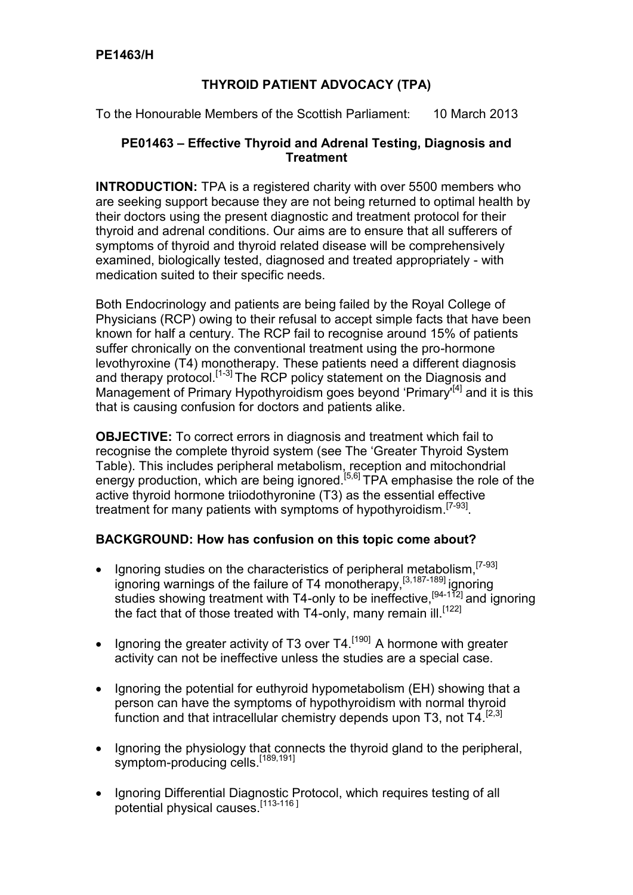**PE1463/H**

## THYROID PATIENT ADVOCACY (TPA)

To the Honourable Members of the Scottish Parliament: 10 March 2013

### PE01463 – Effective Thyroid and Adrenal Testing, Diagnosis and Treatment

**INTRODUCTION:** TPA is a registered charity with over 5500 members who are seeking support because they are not being returned to optimal health by their doctors using the present diagnostic and treatment protocol for their thyroid and adrenal conditions. Our aims are to ensure that all sufferers of symptoms of thyroid and thyroid related disease will be comprehensively examined, biologically tested, diagnosed and treated appropriately - with medication suited to their specific needs.

Both Endocrinology and patients are being failed by the Royal College of Physicians (RCP) owing to their refusal to accept simple facts that have been known for half a century. The RCP fail to recognise around 15% of patients suffer chronically on the conventional treatment using the pro-hormone levothyroxine (T4) monotherapy. These patients need a different diagnosis and therapy protocol.[1-3] The RCP policy statement on the Diagnosis and Management of Primary Hypothyroidism goes beyond 'Primary'[4] and it is this that is causing confusion for doctors and patients alike.

**OBJECTIVE:** To correct errors in diagnosis and treatment which fail to recognise the complete thyroid system (see The 'Greater Thyroid System Table). This includes peripheral metabolism, reception and mitochondrial energy production, which are being ignored.[5,6] TPA emphasise the role of the active thyroid hormone triiodothyronine (T3) as the essential effective treatment for many patients with symptoms of hypothyroidism.[7-93].

### BACKGROUND: How has confusion on this topic come about?

- Ignoring studies on the characteristics of peripheral metabolism,[7-93] ignoring warnings of the failure of T4 monotherapy,[3,187-189] ignoring studies showing treatment with T4-only to be ineffective,[94-112] and ignoring the fact that of those treated with T4-only, many remain ill.[122]
- Ignoring the greater activity of T3 over T4.[190] A hormone with greater activity can not be ineffective unless the studies are a special case.
- Ignoring the potential for euthyroid hypometabolism (EH) showing that a person can have the symptoms of hypothyroidism with normal thyroid function and that intracellular chemistry depends upon T3, not T4.[2,3]
- Ignoring the physiology that connects the thyroid gland to the peripheral, symptom-producing cells.[189,191]
- Ignoring Differential Diagnostic Protocol, which requires testing of all potential physical causes.[113-116]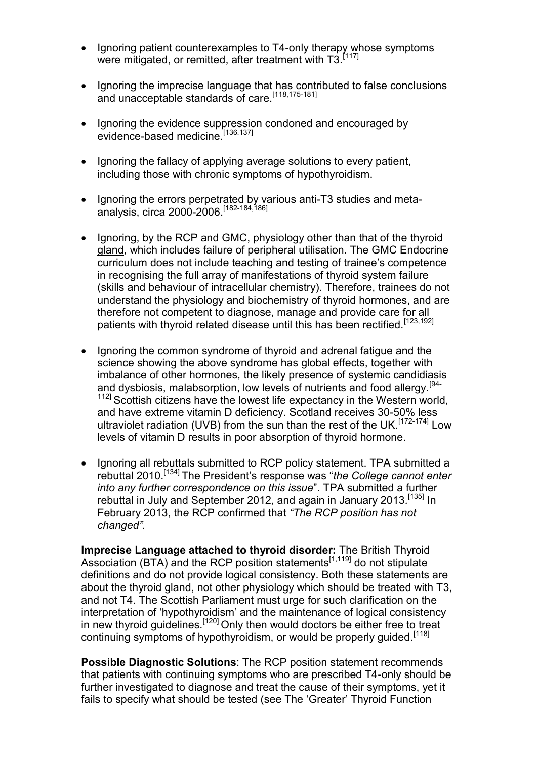- Ignoring patient counterexamples to T4-only therapy whose symptoms were mitigated, or remitted, after treatment with T3.[117]

- Ignoring the imprecise language that has contributed to false conclusions and unacceptable standards of care.[118,175-181]

- Ignoring the evidence suppression condoned and encouraged by evidence-based medicine.[136.137]

- Ignoring the fallacy of applying average solutions to every patient, including those with chronic symptoms of hypothyroidism.

- Ignoring the errors perpetrated by various anti-T3 studies and meta-analysis, circa 2000-2006.[182-184,186]

- Ignoring, by the RCP and GMC, physiology other than that of the thyroid gland, which includes failure of peripheral utilisation. The GMC Endocrine curriculum does not include teaching and testing of trainee's competence in recognising the full array of manifestations of thyroid system failure (skills and behaviour of intracellular chemistry). Therefore, trainees do not understand the physiology and biochemistry of thyroid hormones, and are therefore not competent to diagnose, manage and provide care for all patients with thyroid related disease until this has been rectified.[123,192]

- Ignoring the common syndrome of thyroid and adrenal fatigue and the science showing the above syndrome has global effects, together with imbalance of other hormones*,* the likely presence of systemic candidiasis and dysbiosis, malabsorption, low levels of nutrients and food allergy.[94-112] Scottish citizens have the lowest life expectancy in the Western world, and have extreme vitamin D deficiency. Scotland receives 30-50% less ultraviolet radiation (UVB) from the sun than the rest of the UK.[172-174] Low levels of vitamin D results in poor absorption of thyroid hormone.

- Ignoring all rebuttals submitted to RCP policy statement. TPA submitted a rebuttal 2010.[134] The President's response was "*the College cannot enter into any further correspondence on this issue*". TPA submitted a further rebuttal in July and September 2012, and again in January 2013.[135] In February 2013, the RCP confirmed that *"The RCP position has not changed".*

**Imprecise Language attached to thyroid disorder:** The British Thyroid Association (BTA) and the RCP position statements[1,119] do not stipulate definitions and do not provide logical consistency. Both these statements are about the thyroid gland, not other physiology which should be treated with T3, and not T4. The Scottish Parliament must urge for such clarification on the interpretation of 'hypothyroidism' and the maintenance of logical consistency in new thyroid guidelines.[120] Only then would doctors be either free to treat continuing symptoms of hypothyroidism, or would be properly guided.[118]

**Possible Diagnostic Solutions**: The RCP position statement recommends that patients with continuing symptoms who are prescribed T4-only should be further investigated to diagnose and treat the cause of their symptoms, yet it fails to specify what should be tested (see The 'Greater' Thyroid Function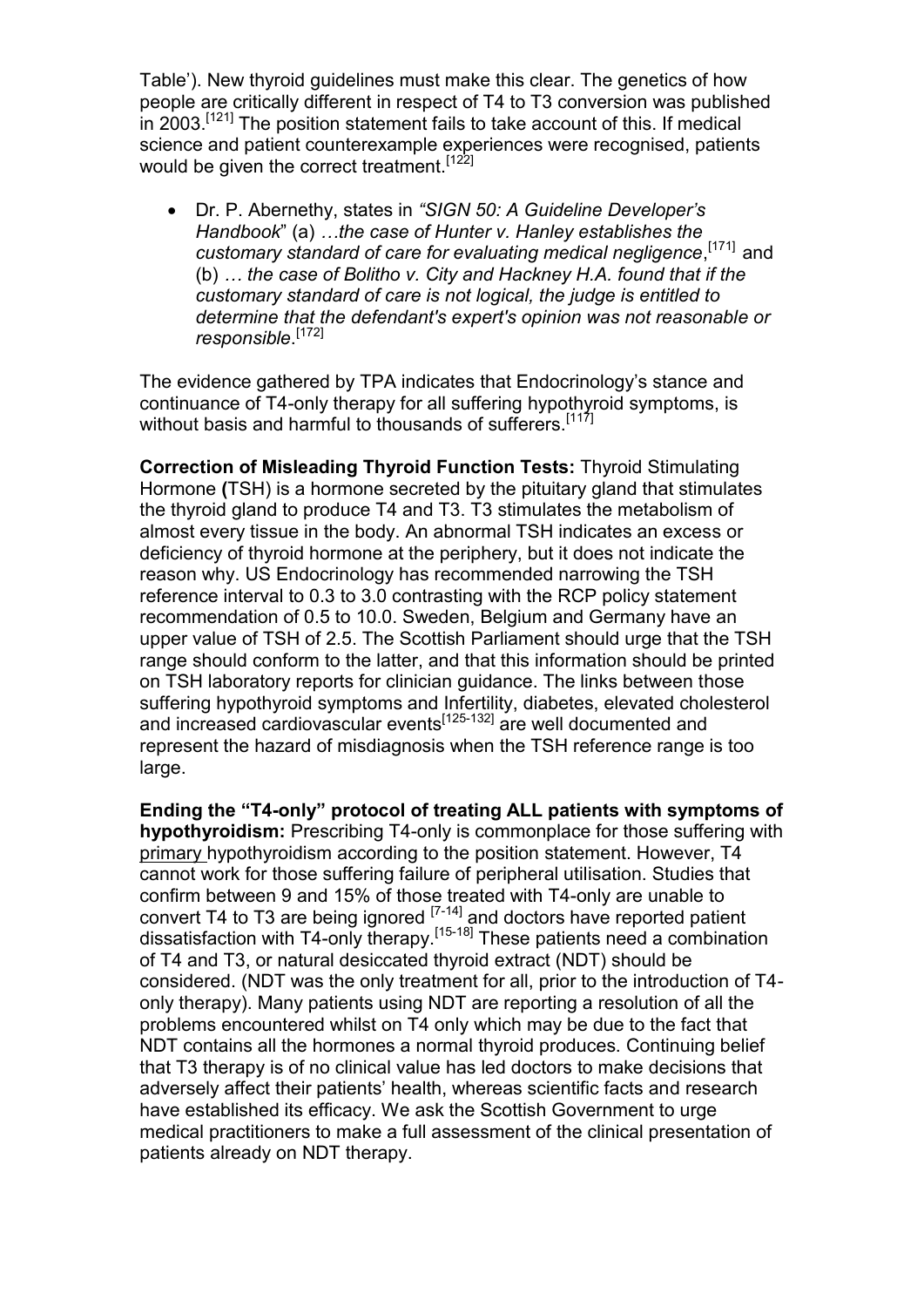Table'). New thyroid guidelines must make this clear. The genetics of how people are critically different in respect of T4 to T3 conversion was published in 2003.[121] The position statement fails to take account of this. If medical science and patient counterexample experiences were recognised, patients would be given the correct treatment.[122]

- Dr. P. Abernethy, states in *"SIGN 50: A Guideline Developer's Handbook"* (a) *…the case of Hunter v. Hanley establishes the customary standard of care for evaluating medical negligence*,[171] and (b) *… the case of Bolitho v. City and Hackney H.A. found that if the customary standard of care is not logical, the judge is entitled to determine that the defendant's expert's opinion was not reasonable or responsible*.[172]

The evidence gathered by TPA indicates that Endocrinology's stance and continuance of T4-only therapy for all suffering hypothyroid symptoms, is without basis and harmful to thousands of sufferers.[117]

**Correction of Misleading Thyroid Function Tests:** Thyroid Stimulating Hormone **(**TSH) is a hormone secreted by the pituitary gland that stimulates the thyroid gland to produce T4 and T3. T3 stimulates the metabolism of almost every tissue in the body. An abnormal TSH indicates an excess or deficiency of thyroid hormone at the periphery, but it does not indicate the reason why. US Endocrinology has recommended narrowing the TSH reference interval to 0.3 to 3.0 contrasting with the RCP policy statement recommendation of 0.5 to 10.0. Sweden, Belgium and Germany have an upper value of TSH of 2.5. The Scottish Parliament should urge that the TSH range should conform to the latter, and that this information should be printed on TSH laboratory reports for clinician guidance. The links between those suffering hypothyroid symptoms and Infertility, diabetes, elevated cholesterol and increased cardiovascular events[125-132] are well documented and represent the hazard of misdiagnosis when the TSH reference range is too large.

**Ending the "T4-only" protocol of treating ALL patients with symptoms of hypothyroidism:** Prescribing T4-only is commonplace for those suffering with primary hypothyroidism according to the position statement. However, T4 cannot work for those suffering failure of peripheral utilisation. Studies that confirm between 9 and 15% of those treated with T4-only are unable to convert T4 to T3 are being ignored [7-14] and doctors have reported patient dissatisfaction with T4-only therapy.[15-18] These patients need a combination of T4 and T3, or natural desiccated thyroid extract (NDT) should be considered. (NDT was the only treatment for all, prior to the introduction of T4-only therapy). Many patients using NDT are reporting a resolution of all the problems encountered whilst on T4 only which may be due to the fact that NDT contains all the hormones a normal thyroid produces. Continuing belief that T3 therapy is of no clinical value has led doctors to make decisions that adversely affect their patients' health, whereas scientific facts and research have established its efficacy. We ask the Scottish Government to urge medical practitioners to make a full assessment of the clinical presentation of patients already on NDT therapy.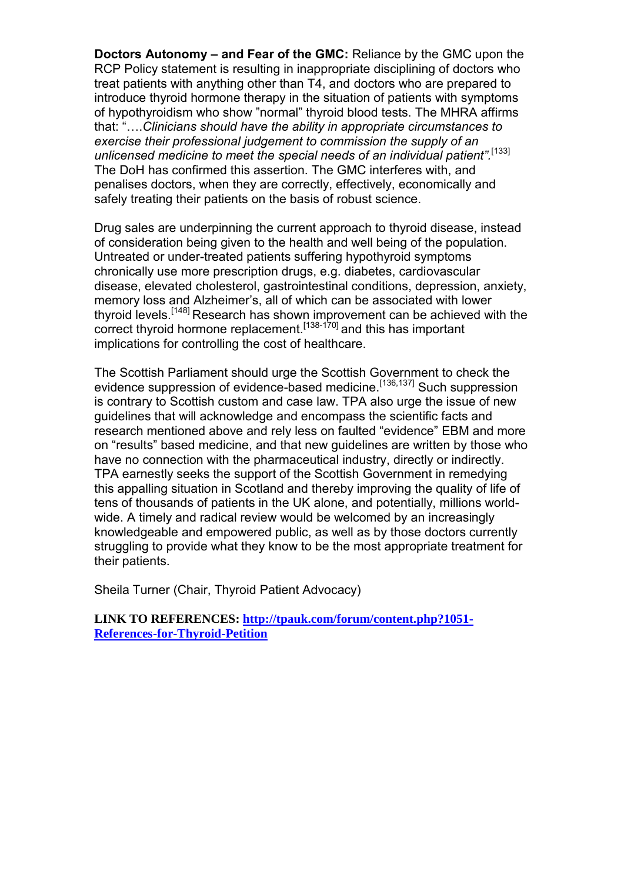**Doctors Autonomy – and Fear of the GMC:** Reliance by the GMC upon the RCP Policy statement is resulting in inappropriate disciplining of doctors who treat patients with anything other than T4, and doctors who are prepared to introduce thyroid hormone therapy in the situation of patients with symptoms of hypothyroidism who show "normal" thyroid blood tests. The MHRA affirms that: "….*Clinicians should have the ability in appropriate circumstances to exercise their professional judgement to commission the supply of an unlicensed medicine to meet the special needs of an individual patient".*[133] The DoH has confirmed this assertion. The GMC interferes with, and penalises doctors, when they are correctly, effectively, economically and safely treating their patients on the basis of robust science.

Drug sales are underpinning the current approach to thyroid disease, instead of consideration being given to the health and well being of the population. Untreated or under-treated patients suffering hypothyroid symptoms chronically use more prescription drugs, e.g. diabetes, cardiovascular disease, elevated cholesterol, gastrointestinal conditions, depression, anxiety, memory loss and Alzheimer's, all of which can be associated with lower thyroid levels.[148] Research has shown improvement can be achieved with the correct thyroid hormone replacement.[138-170] and this has important implications for controlling the cost of healthcare.

The Scottish Parliament should urge the Scottish Government to check the evidence suppression of evidence-based medicine.[136,137] Such suppression is contrary to Scottish custom and case law. TPA also urge the issue of new guidelines that will acknowledge and encompass the scientific facts and research mentioned above and rely less on faulted "evidence" EBM and more on "results" based medicine, and that new guidelines are written by those who have no connection with the pharmaceutical industry, directly or indirectly. TPA earnestly seeks the support of the Scottish Government in remedying this appalling situation in Scotland and thereby improving the quality of life of tens of thousands of patients in the UK alone, and potentially, millions world-wide. A timely and radical review would be welcomed by an increasingly knowledgeable and empowered public, as well as by those doctors currently struggling to provide what they know to be the most appropriate treatment for their patients.

Sheila Turner (Chair, Thyroid Patient Advocacy)

**LINK TO REFERENCES: [http://tpauk.com/forum/content.php?1051-References-for-Thyroid-Petition](http://tpauk.com/forum/content.php?1051-References-for-Thyroid-Petition)**